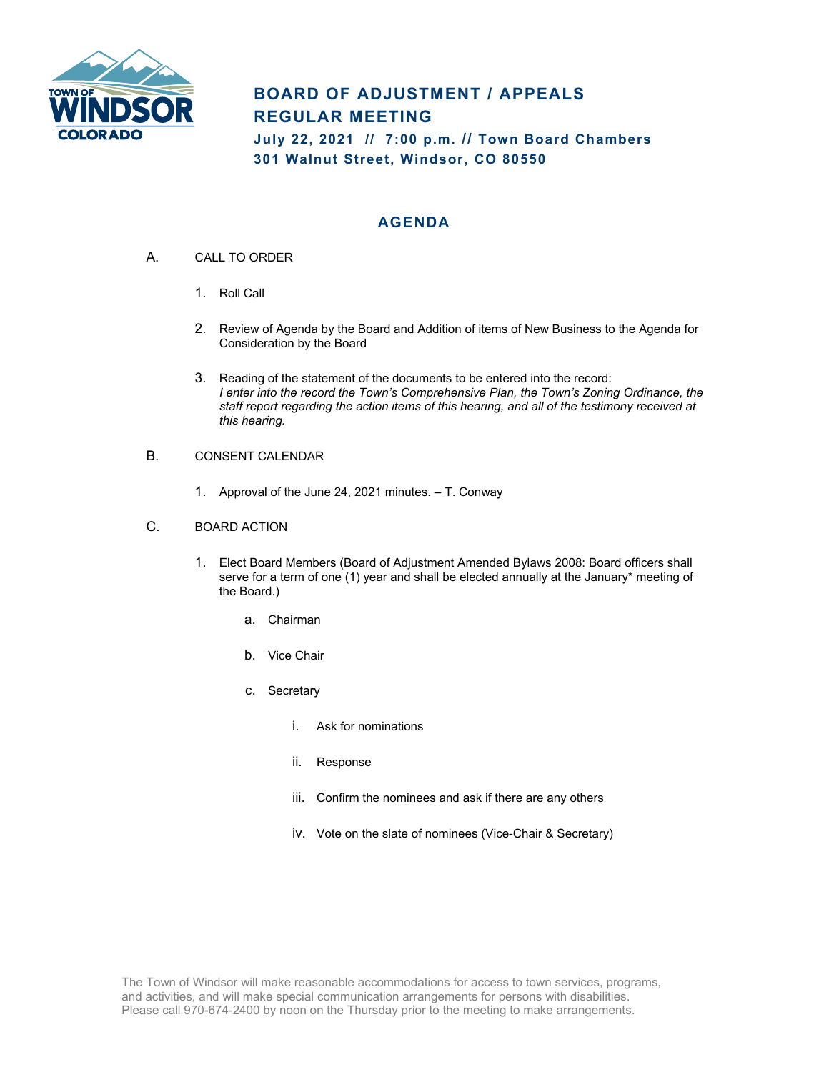# BOARD OF ADJUSTMENT / APPEALS REGULAR MEETING

**July 22, 2021 // 7:00 p.m. // Town Board Chambers**
**301 Walnut Street, Windsor, CO 80550**

## AGENDA

A. CALL TO ORDER

1. Roll Call
2. Review of Agenda by the Board and Addition of items of New Business to the Agenda for Consideration by the Board
3. Reading of the statement of the documents to be entered into the record:
   *I enter into the record the Town's Comprehensive Plan, the Town's Zoning Ordinance, the staff report regarding the action items of this hearing, and all of the testimony received at this hearing.*

B. CONSENT CALENDAR

1. Approval of the June 24, 2021 minutes. – T. Conway

C. BOARD ACTION

1. Elect Board Members (Board of Adjustment Amended Bylaws 2008: Board officers shall serve for a term of one (1) year and shall be elected annually at the January* meeting of the Board.)
   a. Chairman
   b. Vice Chair
   c. Secretary
      i. Ask for nominations
      ii. Response
      iii. Confirm the nominees and ask if there are any others
      iv. Vote on the slate of nominees (Vice-Chair & Secretary)

The Town of Windsor will make reasonable accommodations for access to town services, programs, and activities, and will make special communication arrangements for persons with disabilities. Please call 970-674-2400 by noon on the Thursday prior to the meeting to make arrangements.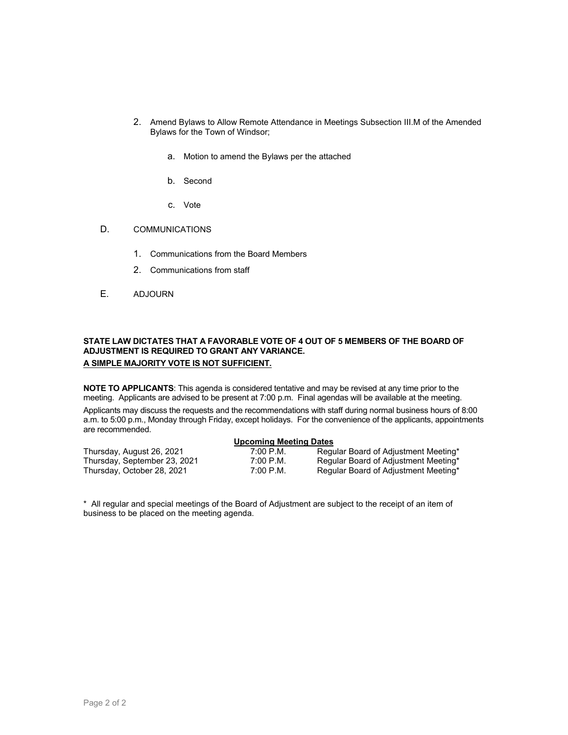2. Amend Bylaws to Allow Remote Attendance in Meetings Subsection III.M of the Amended Bylaws for the Town of Windsor;

    a. Motion to amend the Bylaws per the attached

    b. Second

    c. Vote

D. COMMUNICATIONS

1. Communications from the Board Members
2. Communications from staff

E. ADJOURN

**STATE LAW DICTATES THAT A FAVORABLE VOTE OF 4 OUT OF 5 MEMBERS OF THE BOARD OF ADJUSTMENT IS REQUIRED TO GRANT ANY VARIANCE.**
**A SIMPLE MAJORITY VOTE IS NOT SUFFICIENT.**

**NOTE TO APPLICANTS**: This agenda is considered tentative and may be revised at any time prior to the meeting. Applicants are advised to be present at 7:00 p.m. Final agendas will be available at the meeting.

Applicants may discuss the requests and the recommendations with staff during normal business hours of 8:00 a.m. to 5:00 p.m., Monday through Friday, except holidays. For the convenience of the applicants, appointments are recommended.

**Upcoming Meeting Dates**

| | | |
|---|---|---|
| Thursday, August 26, 2021 | 7:00 P.M. | Regular Board of Adjustment Meeting* |
| Thursday, September 23, 2021 | 7:00 P.M. | Regular Board of Adjustment Meeting* |
| Thursday, October 28, 2021 | 7:00 P.M. | Regular Board of Adjustment Meeting* |

\* All regular and special meetings of the Board of Adjustment are subject to the receipt of an item of business to be placed on the meeting agenda.